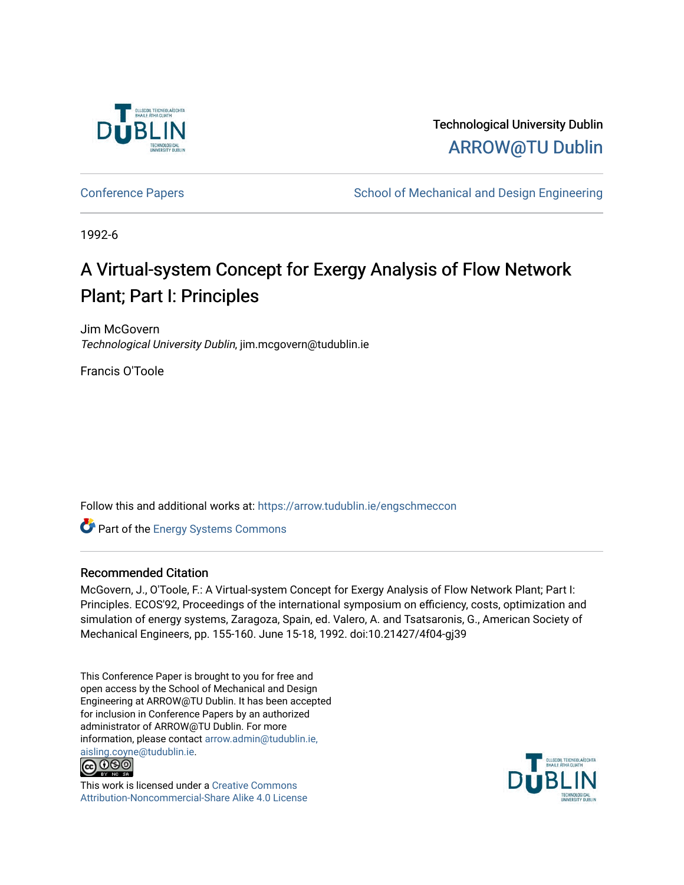Technological University Dublin

ARROW@TU Dublin

Conference Papers | School of Mechanical and Design Engineering

1992-6

# A Virtual-system Concept for Exergy Analysis of Flow Network Plant; Part I: Principles

Jim McGovern
*Technological University Dublin*, jim.mcgovern@tudublin.ie

Francis O'Toole

Follow this and additional works at: https://arrow.tudublin.ie/engschmeccon

Part of the Energy Systems Commons

## Recommended Citation

McGovern, J., O'Toole, F.: A Virtual-system Concept for Exergy Analysis of Flow Network Plant; Part I: Principles. ECOS'92, Proceedings of the international symposium on efficiency, costs, optimization and simulation of energy systems, Zaragoza, Spain, ed. Valero, A. and Tsatsaronis, G., American Society of Mechanical Engineers, pp. 155-160. June 15-18, 1992. doi:10.21427/4f04-gj39

This Conference Paper is brought to you for free and open access by the School of Mechanical and Design Engineering at ARROW@TU Dublin. It has been accepted for inclusion in Conference Papers by an authorized administrator of ARROW@TU Dublin. For more information, please contact arrow.admin@tudublin.ie, aisling.coyne@tudublin.ie.

This work is licensed under a Creative Commons Attribution-Noncommercial-Share Alike 4.0 License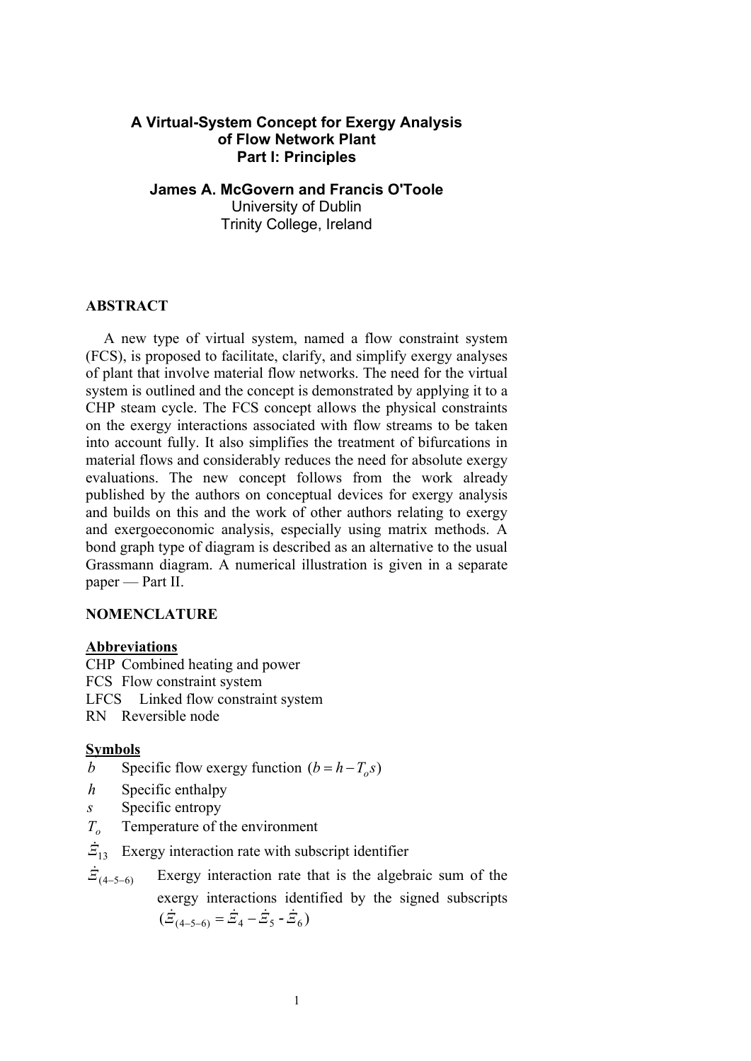# A Virtual-System Concept for Exergy Analysis of Flow Network Plant
## Part I: Principles

**James A. McGovern and Francis O'Toole**
University of Dublin
Trinity College, Ireland

## ABSTRACT

A new type of virtual system, named a flow constraint system (FCS), is proposed to facilitate, clarify, and simplify exergy analyses of plant that involve material flow networks. The need for the virtual system is outlined and the concept is demonstrated by applying it to a CHP steam cycle. The FCS concept allows the physical constraints on the exergy interactions associated with flow streams to be taken into account fully. It also simplifies the treatment of bifurcations in material flows and considerably reduces the need for absolute exergy evaluations. The new concept follows from the work already published by the authors on conceptual devices for exergy analysis and builds on this and the work of other authors relating to exergy and exergoeconomic analysis, especially using matrix methods. A bond graph type of diagram is described as an alternative to the usual Grassmann diagram. A numerical illustration is given in a separate paper — Part II.

## NOMENCLATURE

**Abbreviations**

CHP Combined heating and power
FCS Flow constraint system
LFCS Linked flow constraint system
RN Reversible node

**Symbols**

$b$ Specific flow exergy function $(b = h - T_o s)$
$h$ Specific enthalpy
$s$ Specific entropy
$T_o$ Temperature of the environment
$\dot{\Xi}_{13}$ Exergy interaction rate with subscript identifier
$\dot{\Xi}_{(4-5-6)}$ Exergy interaction rate that is the algebraic sum of the exergy interactions identified by the signed subscripts $(\dot{\Xi}_{(4-5-6)} = \dot{\Xi}_4 - \dot{\Xi}_5 - \dot{\Xi}_6)$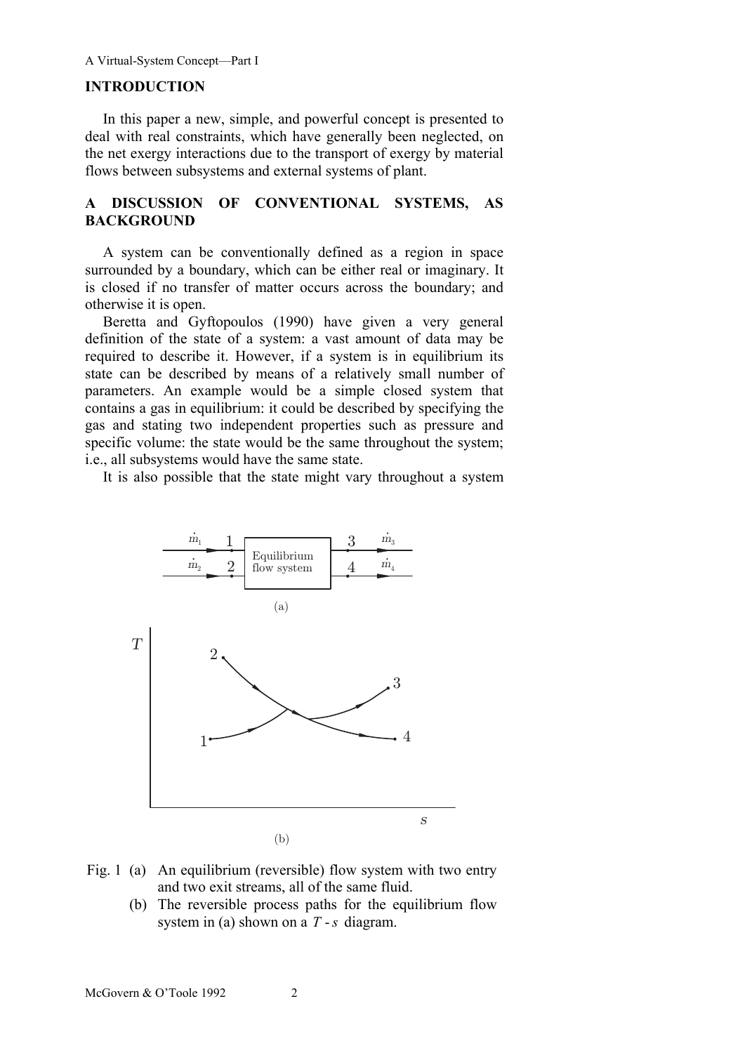## INTRODUCTION

In this paper a new, simple, and powerful concept is presented to deal with real constraints, which have generally been neglected, on the net exergy interactions due to the transport of exergy by material flows between subsystems and external systems of plant.

## A DISCUSSION OF CONVENTIONAL SYSTEMS, AS BACKGROUND

A system can be conventionally defined as a region in space surrounded by a boundary, which can be either real or imaginary. It is closed if no transfer of matter occurs across the boundary; and otherwise it is open.

Beretta and Gyftopoulos (1990) have given a very general definition of the state of a system: a vast amount of data may be required to describe it. However, if a system is in equilibrium its state can be described by means of a relatively small number of parameters. An example would be a simple closed system that contains a gas in equilibrium: it could be described by specifying the gas and stating two independent properties such as pressure and specific volume: the state would be the same throughout the system; i.e., all subsystems would have the same state.

It is also possible that the state might vary throughout a system

Fig. 1 (a) An equilibrium (reversible) flow system with two entry and two exit streams, all of the same fluid.
(b) The reversible process paths for the equilibrium flow system in (a) shown on a $T$ - $s$ diagram.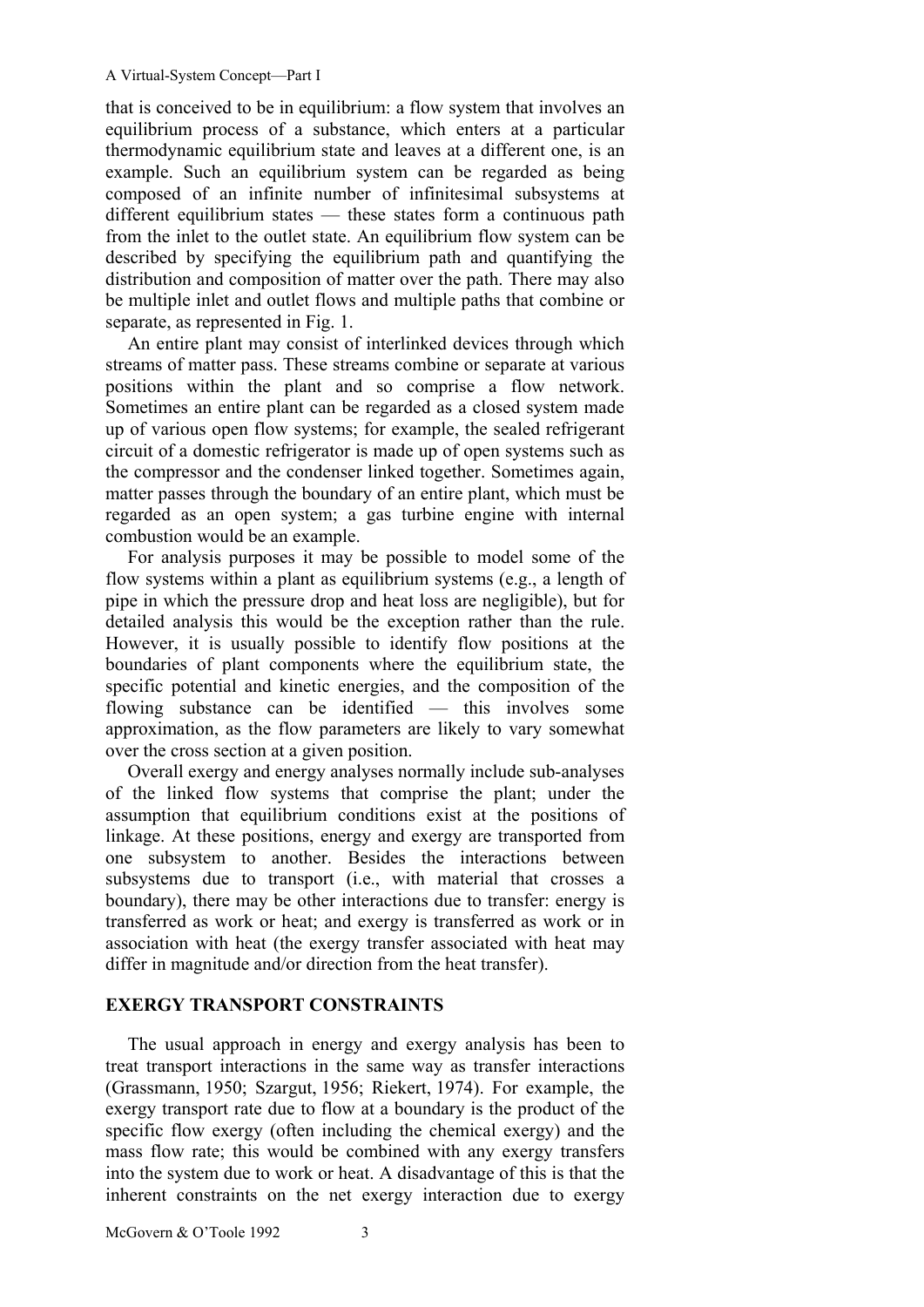that is conceived to be in equilibrium: a flow system that involves an equilibrium process of a substance, which enters at a particular thermodynamic equilibrium state and leaves at a different one, is an example. Such an equilibrium system can be regarded as being composed of an infinite number of infinitesimal subsystems at different equilibrium states — these states form a continuous path from the inlet to the outlet state. An equilibrium flow system can be described by specifying the equilibrium path and quantifying the distribution and composition of matter over the path. There may also be multiple inlet and outlet flows and multiple paths that combine or separate, as represented in Fig. 1.

An entire plant may consist of interlinked devices through which streams of matter pass. These streams combine or separate at various positions within the plant and so comprise a flow network. Sometimes an entire plant can be regarded as a closed system made up of various open flow systems; for example, the sealed refrigerant circuit of a domestic refrigerator is made up of open systems such as the compressor and the condenser linked together. Sometimes again, matter passes through the boundary of an entire plant, which must be regarded as an open system; a gas turbine engine with internal combustion would be an example.

For analysis purposes it may be possible to model some of the flow systems within a plant as equilibrium systems (e.g., a length of pipe in which the pressure drop and heat loss are negligible), but for detailed analysis this would be the exception rather than the rule. However, it is usually possible to identify flow positions at the boundaries of plant components where the equilibrium state, the specific potential and kinetic energies, and the composition of the flowing substance can be identified — this involves some approximation, as the flow parameters are likely to vary somewhat over the cross section at a given position.

Overall exergy and energy analyses normally include sub-analyses of the linked flow systems that comprise the plant; under the assumption that equilibrium conditions exist at the positions of linkage. At these positions, energy and exergy are transported from one subsystem to another. Besides the interactions between subsystems due to transport (i.e., with material that crosses a boundary), there may be other interactions due to transfer: energy is transferred as work or heat; and exergy is transferred as work or in association with heat (the exergy transfer associated with heat may differ in magnitude and/or direction from the heat transfer).

## EXERGY TRANSPORT CONSTRAINTS

The usual approach in energy and exergy analysis has been to treat transport interactions in the same way as transfer interactions (Grassmann, 1950; Szargut, 1956; Riekert, 1974). For example, the exergy transport rate due to flow at a boundary is the product of the specific flow exergy (often including the chemical exergy) and the mass flow rate; this would be combined with any exergy transfers into the system due to work or heat. A disadvantage of this is that the inherent constraints on the net exergy interaction due to exergy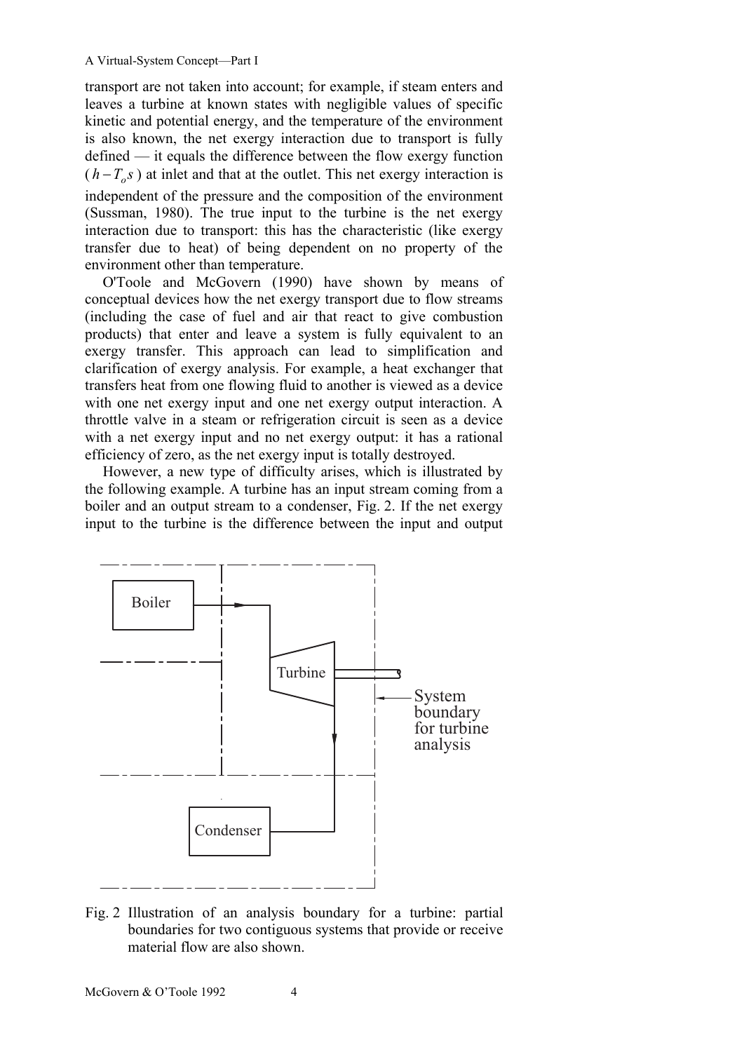transport are not taken into account; for example, if steam enters and leaves a turbine at known states with negligible values of specific kinetic and potential energy, and the temperature of the environment is also known, the net exergy interaction due to transport is fully defined — it equals the difference between the flow exergy function ($h - T_o s$) at inlet and that at the outlet. This net exergy interaction is independent of the pressure and the composition of the environment (Sussman, 1980). The true input to the turbine is the net exergy interaction due to transport: this has the characteristic (like exergy transfer due to heat) of being dependent on no property of the environment other than temperature.

O'Toole and McGovern (1990) have shown by means of conceptual devices how the net exergy transport due to flow streams (including the case of fuel and air that react to give combustion products) that enter and leave a system is fully equivalent to an exergy transfer. This approach can lead to simplification and clarification of exergy analysis. For example, a heat exchanger that transfers heat from one flowing fluid to another is viewed as a device with one net exergy input and one net exergy output interaction. A throttle valve in a steam or refrigeration circuit is seen as a device with a net exergy input and no net exergy output: it has a rational efficiency of zero, as the net exergy input is totally destroyed.

However, a new type of difficulty arises, which is illustrated by the following example. A turbine has an input stream coming from a boiler and an output stream to a condenser, Fig. 2. If the net exergy input to the turbine is the difference between the input and output

Fig. 2 Illustration of an analysis boundary for a turbine: partial boundaries for two contiguous systems that provide or receive material flow are also shown.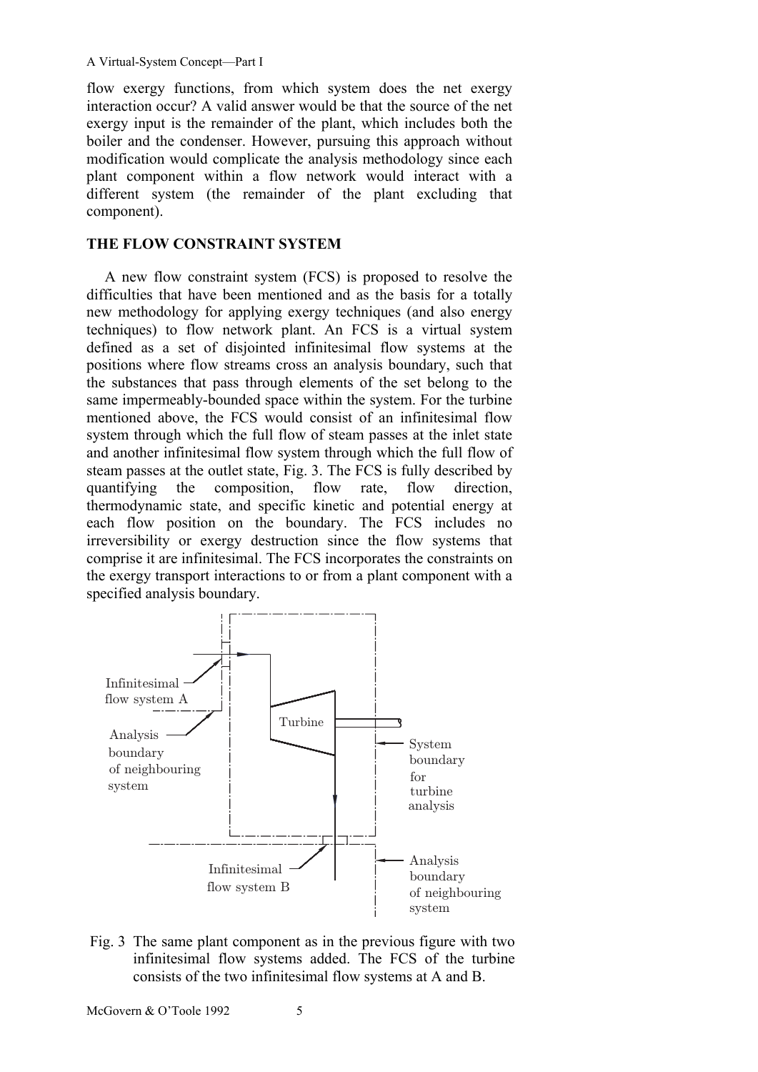flow exergy functions, from which system does the net exergy interaction occur? A valid answer would be that the source of the net exergy input is the remainder of the plant, which includes both the boiler and the condenser. However, pursuing this approach without modification would complicate the analysis methodology since each plant component within a flow network would interact with a different system (the remainder of the plant excluding that component).

## THE FLOW CONSTRAINT SYSTEM

A new flow constraint system (FCS) is proposed to resolve the difficulties that have been mentioned and as the basis for a totally new methodology for applying exergy techniques (and also energy techniques) to flow network plant. An FCS is a virtual system defined as a set of disjointed infinitesimal flow systems at the positions where flow streams cross an analysis boundary, such that the substances that pass through elements of the set belong to the same impermeably-bounded space within the system. For the turbine mentioned above, the FCS would consist of an infinitesimal flow system through which the full flow of steam passes at the inlet state and another infinitesimal flow system through which the full flow of steam passes at the outlet state, Fig. 3. The FCS is fully described by quantifying the composition, flow rate, flow direction, thermodynamic state, and specific kinetic and potential energy at each flow position on the boundary. The FCS includes no irreversibility or exergy destruction since the flow systems that comprise it are infinitesimal. The FCS incorporates the constraints on the exergy transport interactions to or from a plant component with a specified analysis boundary.

Fig. 3 The same plant component as in the previous figure with two infinitesimal flow systems added. The FCS of the turbine consists of the two infinitesimal flow systems at A and B.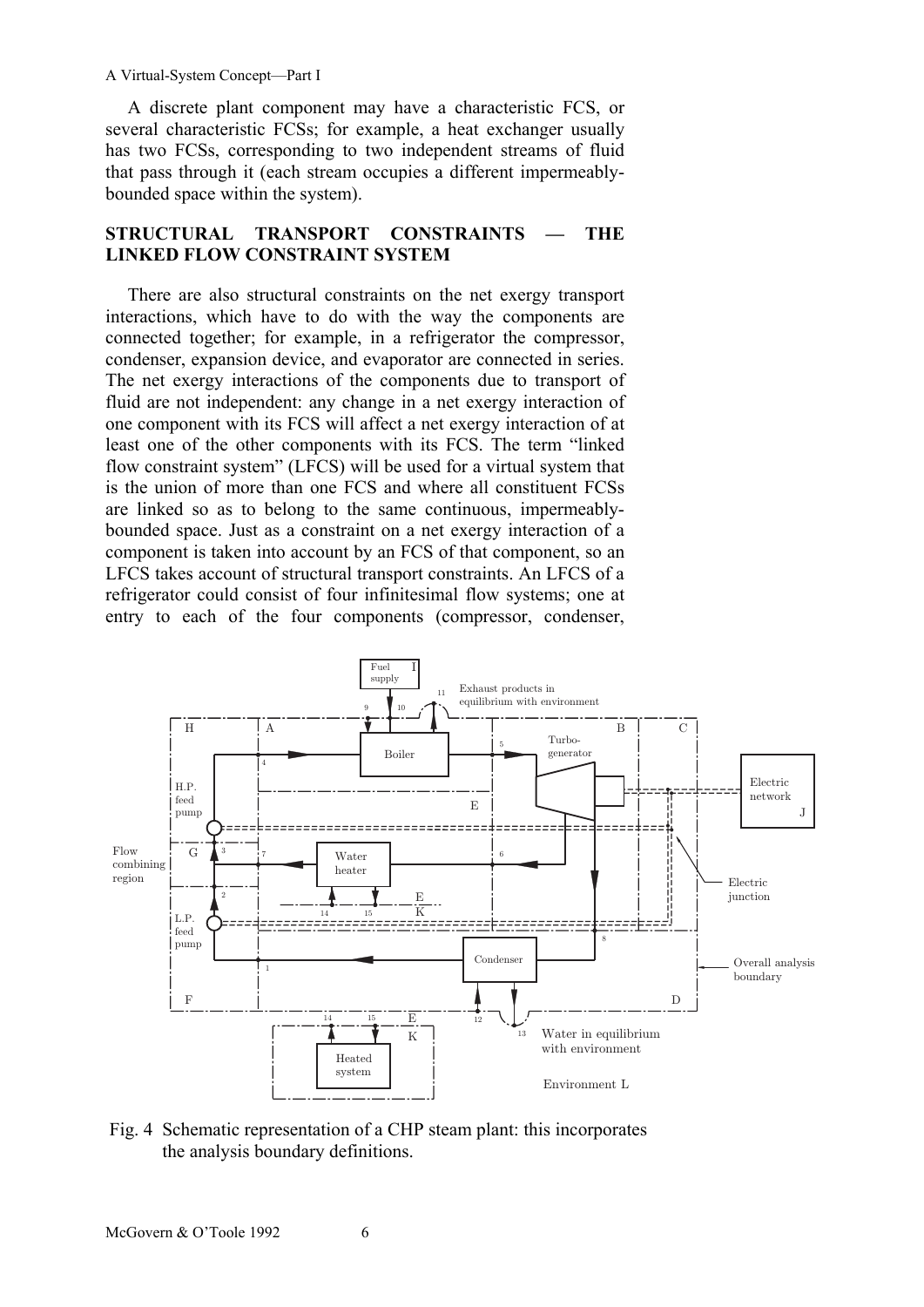A discrete plant component may have a characteristic FCS, or several characteristic FCSs; for example, a heat exchanger usually has two FCSs, corresponding to two independent streams of fluid that pass through it (each stream occupies a different impermeably-bounded space within the system).

## STRUCTURAL TRANSPORT CONSTRAINTS — THE LINKED FLOW CONSTRAINT SYSTEM

There are also structural constraints on the net exergy transport interactions, which have to do with the way the components are connected together; for example, in a refrigerator the compressor, condenser, expansion device, and evaporator are connected in series. The net exergy interactions of the components due to transport of fluid are not independent: any change in a net exergy interaction of one component with its FCS will affect a net exergy interaction of at least one of the other components with its FCS. The term "linked flow constraint system" (LFCS) will be used for a virtual system that is the union of more than one FCS and where all constituent FCSs are linked so as to belong to the same continuous, impermeably-bounded space. Just as a constraint on a net exergy interaction of a component is taken into account by an FCS of that component, so an LFCS takes account of structural transport constraints. An LFCS of a refrigerator could consist of four infinitesimal flow systems; one at entry to each of the four components (compressor, condenser,

Fig. 4 Schematic representation of a CHP steam plant: this incorporates the analysis boundary definitions.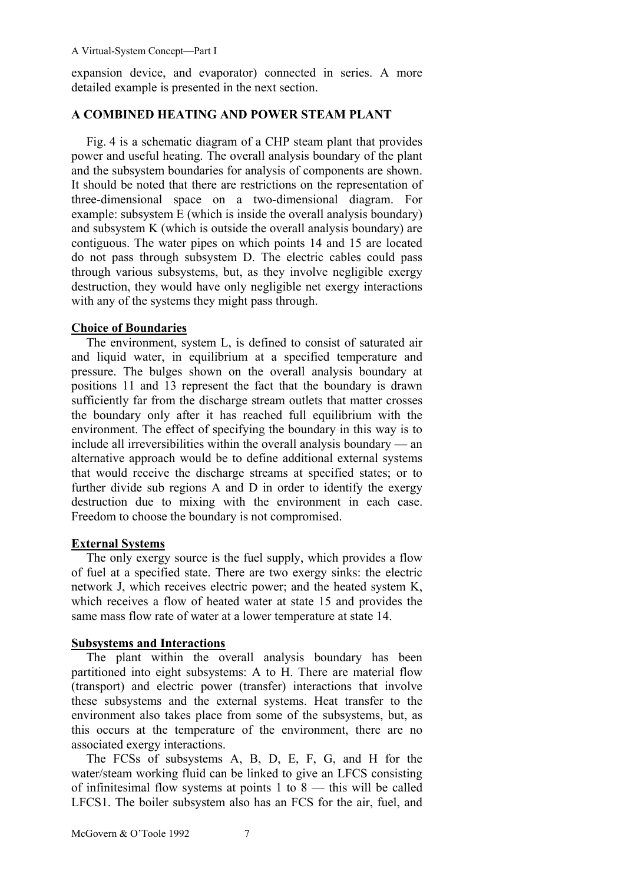expansion device, and evaporator) connected in series. A more detailed example is presented in the next section.

## A COMBINED HEATING AND POWER STEAM PLANT

Fig. 4 is a schematic diagram of a CHP steam plant that provides power and useful heating. The overall analysis boundary of the plant and the subsystem boundaries for analysis of components are shown. It should be noted that there are restrictions on the representation of three-dimensional space on a two-dimensional diagram. For example: subsystem E (which is inside the overall analysis boundary) and subsystem K (which is outside the overall analysis boundary) are contiguous. The water pipes on which points 14 and 15 are located do not pass through subsystem D. The electric cables could pass through various subsystems, but, as they involve negligible exergy destruction, they would have only negligible net exergy interactions with any of the systems they might pass through.

### Choice of Boundaries

The environment, system L, is defined to consist of saturated air and liquid water, in equilibrium at a specified temperature and pressure. The bulges shown on the overall analysis boundary at positions 11 and 13 represent the fact that the boundary is drawn sufficiently far from the discharge stream outlets that matter crosses the boundary only after it has reached full equilibrium with the environment. The effect of specifying the boundary in this way is to include all irreversibilities within the overall analysis boundary — an alternative approach would be to define additional external systems that would receive the discharge streams at specified states; or to further divide sub regions A and D in order to identify the exergy destruction due to mixing with the environment in each case. Freedom to choose the boundary is not compromised.

### External Systems

The only exergy source is the fuel supply, which provides a flow of fuel at a specified state. There are two exergy sinks: the electric network J, which receives electric power; and the heated system K, which receives a flow of heated water at state 15 and provides the same mass flow rate of water at a lower temperature at state 14.

### Subsystems and Interactions

The plant within the overall analysis boundary has been partitioned into eight subsystems: A to H. There are material flow (transport) and electric power (transfer) interactions that involve these subsystems and the external systems. Heat transfer to the environment also takes place from some of the subsystems, but, as this occurs at the temperature of the environment, there are no associated exergy interactions.

The FCSs of subsystems A, B, D, E, F, G, and H for the water/steam working fluid can be linked to give an LFCS consisting of infinitesimal flow systems at points 1 to 8 — this will be called LFCS1. The boiler subsystem also has an FCS for the air, fuel, and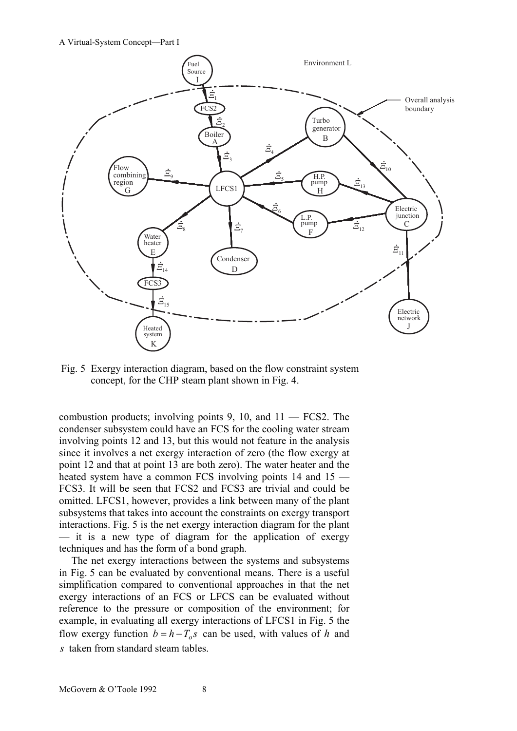Fig. 5 Exergy interaction diagram, based on the flow constraint system concept, for the CHP steam plant shown in Fig. 4.

combustion products; involving points 9, 10, and 11 — FCS2. The condenser subsystem could have an FCS for the cooling water stream involving points 12 and 13, but this would not feature in the analysis since it involves a net exergy interaction of zero (the flow exergy at point 12 and that at point 13 are both zero). The water heater and the heated system have a common FCS involving points 14 and 15 — FCS3. It will be seen that FCS2 and FCS3 are trivial and could be omitted. LFCS1, however, provides a link between many of the plant subsystems that takes into account the constraints on exergy transport interactions. Fig. 5 is the net exergy interaction diagram for the plant — it is a new type of diagram for the application of exergy techniques and has the form of a bond graph.

The net exergy interactions between the systems and subsystems in Fig. 5 can be evaluated by conventional means. There is a useful simplification compared to conventional approaches in that the net exergy interactions of an FCS or LFCS can be evaluated without reference to the pressure or composition of the environment; for example, in evaluating all exergy interactions of LFCS1 in Fig. 5 the flow exergy function $b = h - T_o s$ can be used, with values of $h$ and $s$ taken from standard steam tables.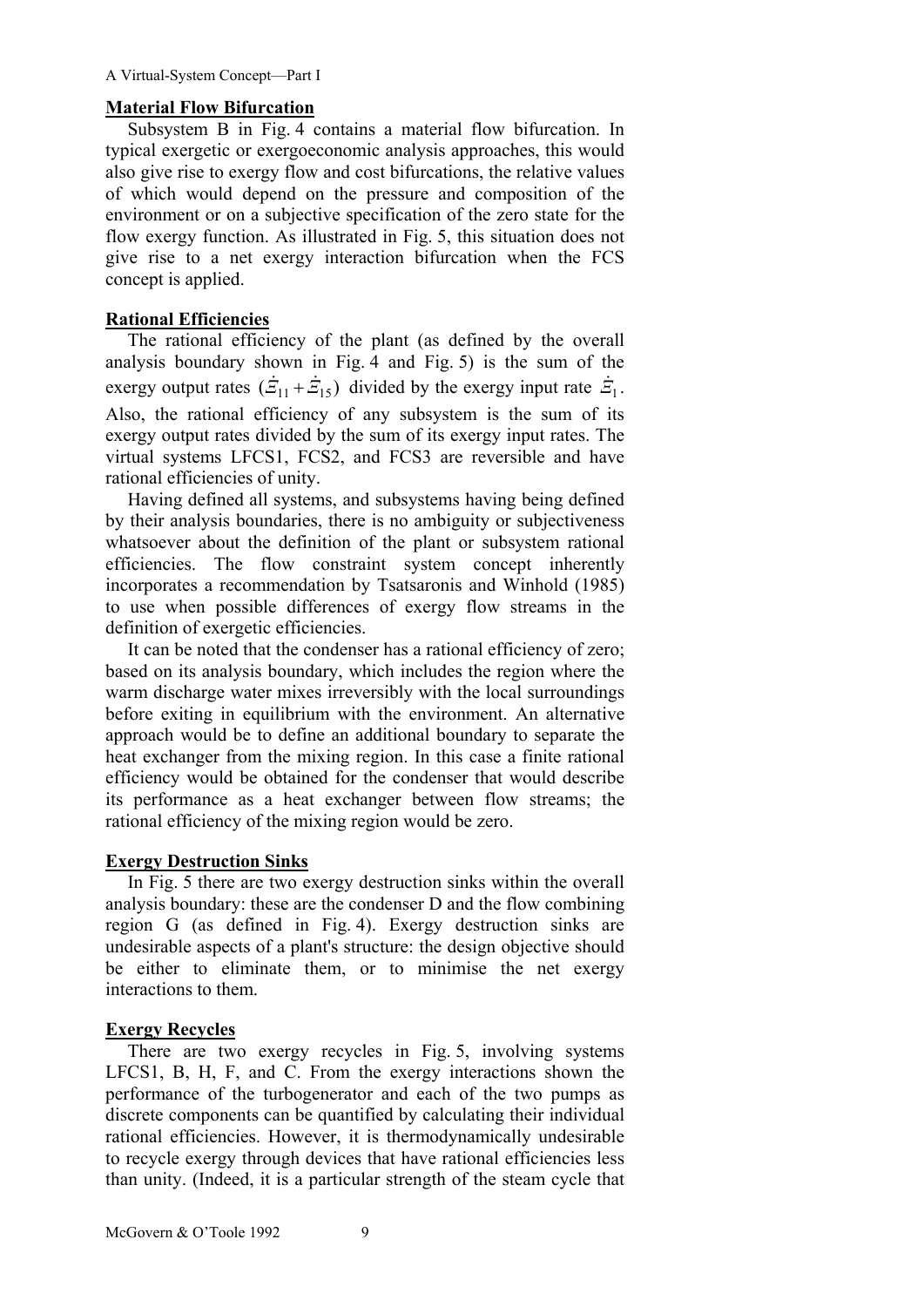## Material Flow Bifurcation

Subsystem B in Fig. 4 contains a material flow bifurcation. In typical exergetic or exergoeconomic analysis approaches, this would also give rise to exergy flow and cost bifurcations, the relative values of which would depend on the pressure and composition of the environment or on a subjective specification of the zero state for the flow exergy function. As illustrated in Fig. 5, this situation does not give rise to a net exergy interaction bifurcation when the FCS concept is applied.

## Rational Efficiencies

The rational efficiency of the plant (as defined by the overall analysis boundary shown in Fig. 4 and Fig. 5) is the sum of the exergy output rates $(\dot{\Xi}_{11} + \dot{\Xi}_{15})$ divided by the exergy input rate $\dot{\Xi}_1$. Also, the rational efficiency of any subsystem is the sum of its exergy output rates divided by the sum of its exergy input rates. The virtual systems LFCS1, FCS2, and FCS3 are reversible and have rational efficiencies of unity.

Having defined all systems, and subsystems having being defined by their analysis boundaries, there is no ambiguity or subjectiveness whatsoever about the definition of the plant or subsystem rational efficiencies. The flow constraint system concept inherently incorporates a recommendation by Tsatsaronis and Winhold (1985) to use when possible differences of exergy flow streams in the definition of exergetic efficiencies.

It can be noted that the condenser has a rational efficiency of zero; based on its analysis boundary, which includes the region where the warm discharge water mixes irreversibly with the local surroundings before exiting in equilibrium with the environment. An alternative approach would be to define an additional boundary to separate the heat exchanger from the mixing region. In this case a finite rational efficiency would be obtained for the condenser that would describe its performance as a heat exchanger between flow streams; the rational efficiency of the mixing region would be zero.

## Exergy Destruction Sinks

In Fig. 5 there are two exergy destruction sinks within the overall analysis boundary: these are the condenser D and the flow combining region G (as defined in Fig. 4). Exergy destruction sinks are undesirable aspects of a plant's structure: the design objective should be either to eliminate them, or to minimise the net exergy interactions to them.

## Exergy Recycles

There are two exergy recycles in Fig. 5, involving systems LFCS1, B, H, F, and C. From the exergy interactions shown the performance of the turbogenerator and each of the two pumps as discrete components can be quantified by calculating their individual rational efficiencies. However, it is thermodynamically undesirable to recycle exergy through devices that have rational efficiencies less than unity. (Indeed, it is a particular strength of the steam cycle that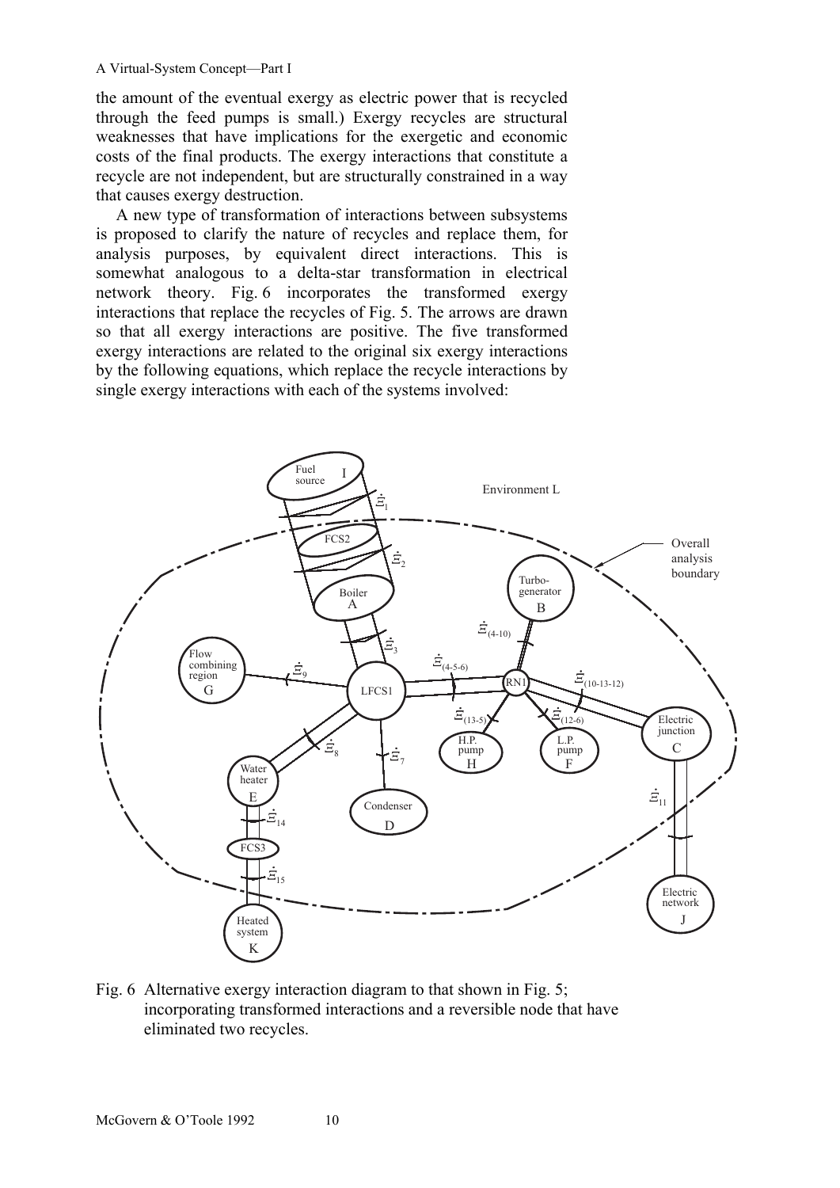the amount of the eventual exergy as electric power that is recycled through the feed pumps is small.) Exergy recycles are structural weaknesses that have implications for the exergetic and economic costs of the final products. The exergy interactions that constitute a recycle are not independent, but are structurally constrained in a way that causes exergy destruction.

A new type of transformation of interactions between subsystems is proposed to clarify the nature of recycles and replace them, for analysis purposes, by equivalent direct interactions. This is somewhat analogous to a delta-star transformation in electrical network theory. Fig. 6 incorporates the transformed exergy interactions that replace the recycles of Fig. 5. The arrows are drawn so that all exergy interactions are positive. The five transformed exergy interactions are related to the original six exergy interactions by the following equations, which replace the recycle interactions by single exergy interactions with each of the systems involved:

Fig. 6 Alternative exergy interaction diagram to that shown in Fig. 5; incorporating transformed interactions and a reversible node that have eliminated two recycles.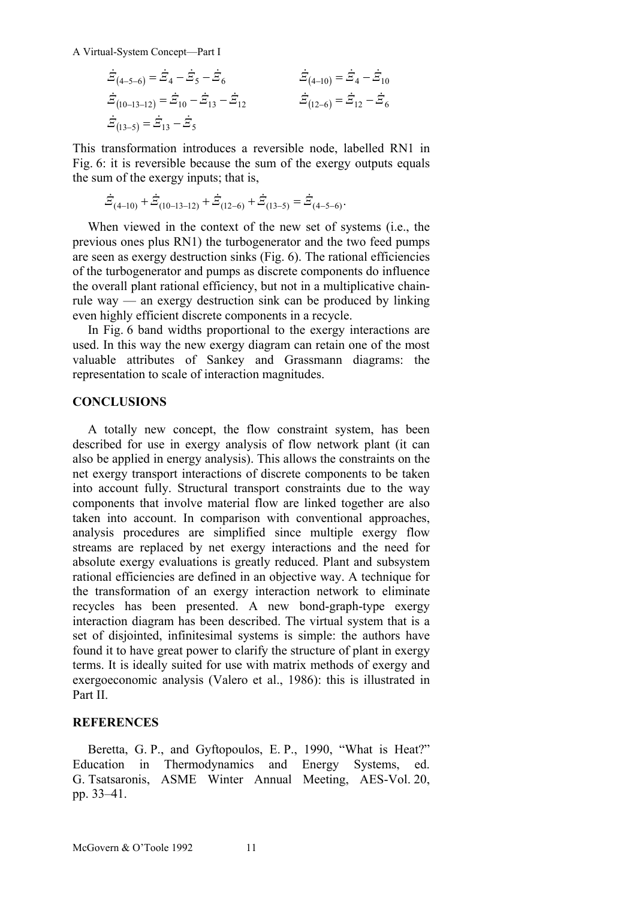$$\dot{\Xi}_{(4\text{–}5\text{–}6)} = \dot{\Xi}_4 - \dot{\Xi}_5 - \dot{\Xi}_6 \qquad \dot{\Xi}_{(4\text{–}10)} = \dot{\Xi}_4 - \dot{\Xi}_{10}$$

$$\dot{\Xi}_{(10\text{–}13\text{–}12)} = \dot{\Xi}_{10} - \dot{\Xi}_{13} - \dot{\Xi}_{12} \qquad \dot{\Xi}_{(12\text{–}6)} = \dot{\Xi}_{12} - \dot{\Xi}_6$$

$$\dot{\Xi}_{(13\text{–}5)} = \dot{\Xi}_{13} - \dot{\Xi}_5$$

This transformation introduces a reversible node, labelled RN1 in Fig. 6: it is reversible because the sum of the exergy outputs equals the sum of the exergy inputs; that is,

$$\dot{\Xi}_{(4\text{–}10)} + \dot{\Xi}_{(10\text{–}13\text{–}12)} + \dot{\Xi}_{(12\text{–}6)} + \dot{\Xi}_{(13\text{–}5)} = \dot{\Xi}_{(4\text{–}5\text{–}6)}.$$

When viewed in the context of the new set of systems (i.e., the previous ones plus RN1) the turbogenerator and the two feed pumps are seen as exergy destruction sinks (Fig. 6). The rational efficiencies of the turbogenerator and pumps as discrete components do influence the overall plant rational efficiency, but not in a multiplicative chain-rule way — an exergy destruction sink can be produced by linking even highly efficient discrete components in a recycle.

In Fig. 6 band widths proportional to the exergy interactions are used. In this way the new exergy diagram can retain one of the most valuable attributes of Sankey and Grassmann diagrams: the representation to scale of interaction magnitudes.

## CONCLUSIONS

A totally new concept, the flow constraint system, has been described for use in exergy analysis of flow network plant (it can also be applied in energy analysis). This allows the constraints on the net exergy transport interactions of discrete components to be taken into account fully. Structural transport constraints due to the way components that involve material flow are linked together are also taken into account. In comparison with conventional approaches, analysis procedures are simplified since multiple exergy flow streams are replaced by net exergy interactions and the need for absolute exergy evaluations is greatly reduced. Plant and subsystem rational efficiencies are defined in an objective way. A technique for the transformation of an exergy interaction network to eliminate recycles has been presented. A new bond-graph-type exergy interaction diagram has been described. The virtual system that is a set of disjointed, infinitesimal systems is simple: the authors have found it to have great power to clarify the structure of plant in exergy terms. It is ideally suited for use with matrix methods of exergy and exergoeconomic analysis (Valero et al., 1986): this is illustrated in Part II.

## REFERENCES

Beretta, G. P., and Gyftopoulos, E. P., 1990, "What is Heat?" Education in Thermodynamics and Energy Systems, ed. G. Tsatsaronis, ASME Winter Annual Meeting, AES-Vol. 20, pp. 33–41.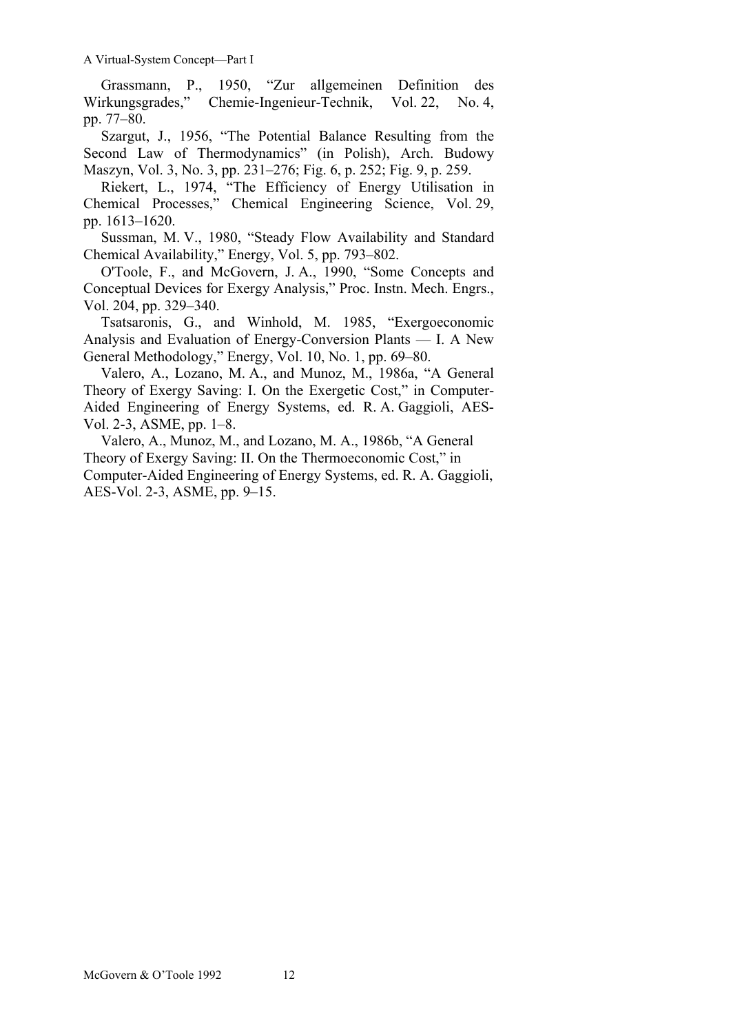Grassmann, P., 1950, “Zur allgemeinen Definition des Wirkungsgrades,” Chemie-Ingenieur-Technik, Vol. 22, No. 4, pp. 77–80.

Szargut, J., 1956, “The Potential Balance Resulting from the Second Law of Thermodynamics” (in Polish), Arch. Budowy Maszyn, Vol. 3, No. 3, pp. 231–276; Fig. 6, p. 252; Fig. 9, p. 259.

Riekert, L., 1974, “The Efficiency of Energy Utilisation in Chemical Processes,” Chemical Engineering Science, Vol. 29, pp. 1613–1620.

Sussman, M. V., 1980, “Steady Flow Availability and Standard Chemical Availability,” Energy, Vol. 5, pp. 793–802.

O'Toole, F., and McGovern, J. A., 1990, “Some Concepts and Conceptual Devices for Exergy Analysis,” Proc. Instn. Mech. Engrs., Vol. 204, pp. 329–340.

Tsatsaronis, G., and Winhold, M. 1985, “Exergoeconomic Analysis and Evaluation of Energy-Conversion Plants — I. A New General Methodology,” Energy, Vol. 10, No. 1, pp. 69–80.

Valero, A., Lozano, M. A., and Munoz, M., 1986a, “A General Theory of Exergy Saving: I. On the Exergetic Cost,” in Computer-Aided Engineering of Energy Systems, ed. R. A. Gaggioli, AES-Vol. 2-3, ASME, pp. 1–8.

Valero, A., Munoz, M., and Lozano, M. A., 1986b, “A General Theory of Exergy Saving: II. On the Thermoeconomic Cost,” in Computer-Aided Engineering of Energy Systems, ed. R. A. Gaggioli, AES-Vol. 2-3, ASME, pp. 9–15.